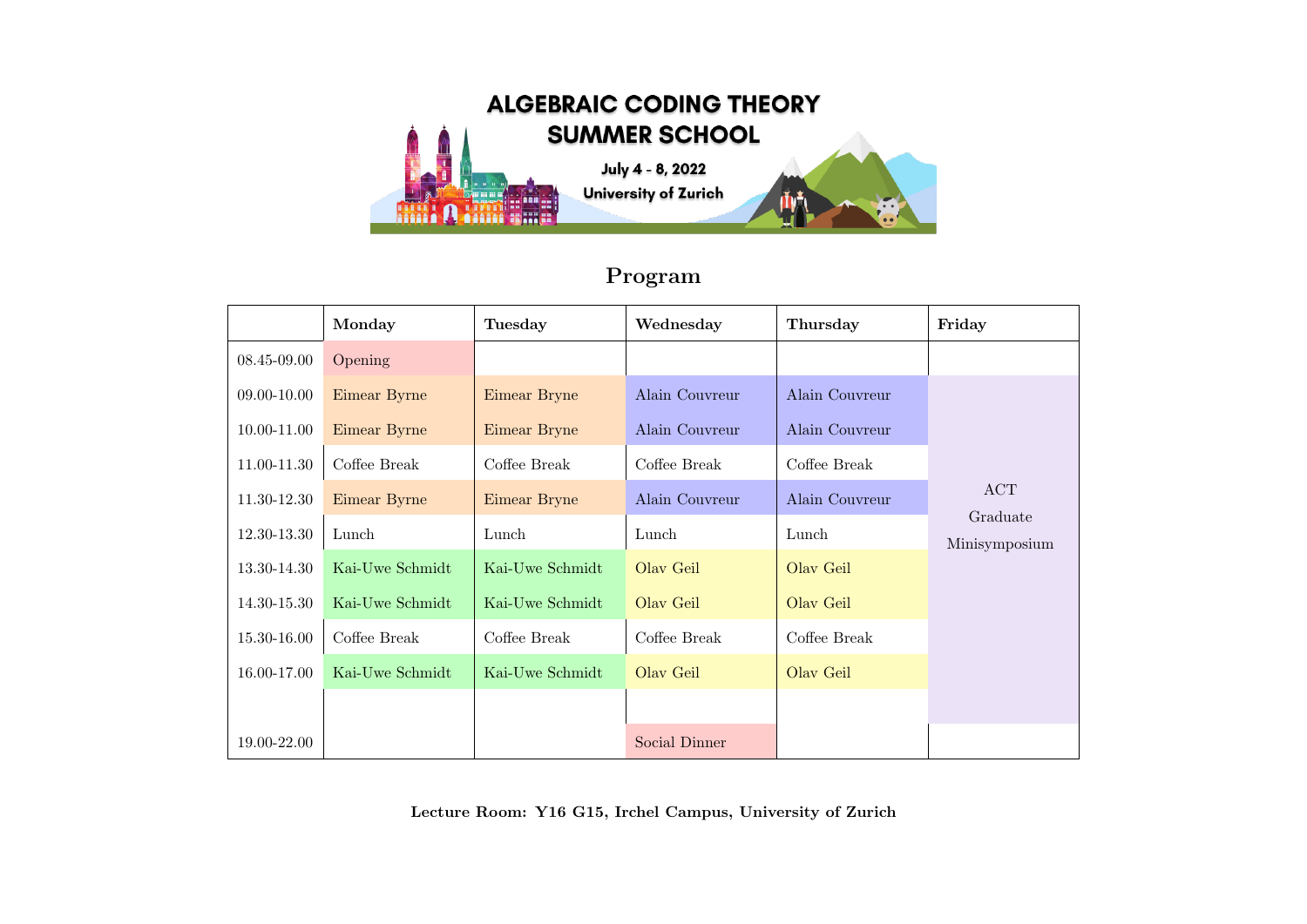# ALGEBRAIC CODING THEORY SUMMER SCHOOL

July 4 - 8, 2022

University of Zurich

## Program

| | Monday | Tuesday | Wednesday | Thursday | Friday |
|---|---|---|---|---|---|
| 08.45-09.00 | Opening | | | | |
| 09.00-10.00 | Eimear Byrne | Eimear Bryne | Alain Couvreur | Alain Couvreur | ACT Graduate Minisymposium |
| 10.00-11.00 | Eimear Byrne | Eimear Bryne | Alain Couvreur | Alain Couvreur | |
| 11.00-11.30 | Coffee Break | Coffee Break | Coffee Break | Coffee Break | |
| 11.30-12.30 | Eimear Byrne | Eimear Bryne | Alain Couvreur | Alain Couvreur | |
| 12.30-13.30 | Lunch | Lunch | Lunch | Lunch | |
| 13.30-14.30 | Kai-Uwe Schmidt | Kai-Uwe Schmidt | Olav Geil | Olav Geil | |
| 14.30-15.30 | Kai-Uwe Schmidt | Kai-Uwe Schmidt | Olav Geil | Olav Geil | |
| 15.30-16.00 | Coffee Break | Coffee Break | Coffee Break | Coffee Break | |
| 16.00-17.00 | Kai-Uwe Schmidt | Kai-Uwe Schmidt | Olav Geil | Olav Geil | |
| | | | | | |
| 19.00-22.00 | | | Social Dinner | | |

**Lecture Room: Y16 G15, Irchel Campus, University of Zurich**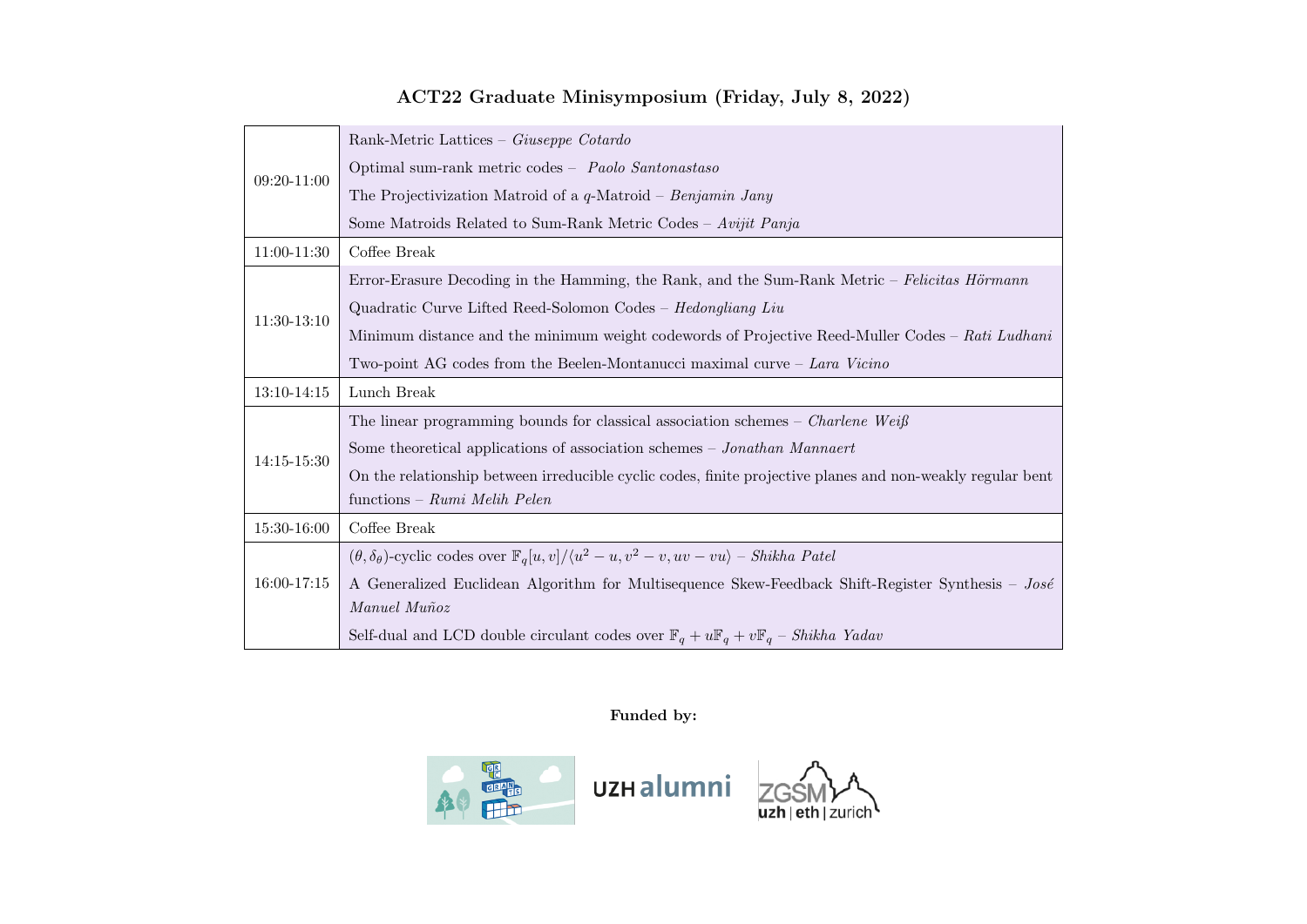## ACT22 Graduate Minisymposium (Friday, July 8, 2022)

| | |
|---|---|
| 09:20-11:00 | Rank-Metric Lattices – *Giuseppe Cotardo*<br>Optimal sum-rank metric codes – *Paolo Santonastaso*<br>The Projectivization Matroid of a $q$-Matroid – *Benjamin Jany*<br>Some Matroids Related to Sum-Rank Metric Codes – *Avijit Panja* |
| 11:00-11:30 | Coffee Break |
| 11:30-13:10 | Error-Erasure Decoding in the Hamming, the Rank, and the Sum-Rank Metric – *Felicitas Hörmann*<br>Quadratic Curve Lifted Reed-Solomon Codes – *Hedongliang Liu*<br>Minimum distance and the minimum weight codewords of Projective Reed-Muller Codes – *Rati Ludhani*<br>Two-point AG codes from the Beelen-Montanucci maximal curve – *Lara Vicino* |
| 13:10-14:15 | Lunch Break |
| 14:15-15:30 | The linear programming bounds for classical association schemes – *Charlene Weiß*<br>Some theoretical applications of association schemes – *Jonathan Mannaert*<br>On the relationship between irreducible cyclic codes, finite projective planes and non-weakly regular bent functions – *Rumi Melih Pelen* |
| 15:30-16:00 | Coffee Break |
| 16:00-17:15 | $(\theta, \delta_\theta)$-cyclic codes over $\mathbb{F}_q[u,v]/\langle u^2-u, v^2-v, uv-vu\rangle$ – *Shikha Patel*<br>A Generalized Euclidean Algorithm for Multisequence Skew-Feedback Shift-Register Synthesis – *José Manuel Muñoz*<br>Self-dual and LCD double circulant codes over $\mathbb{F}_q + u\mathbb{F}_q + v\mathbb{F}_q$ – *Shikha Yadav* |

**Funded by:**

UZH alumni

ZGSM uzh | eth | zurich